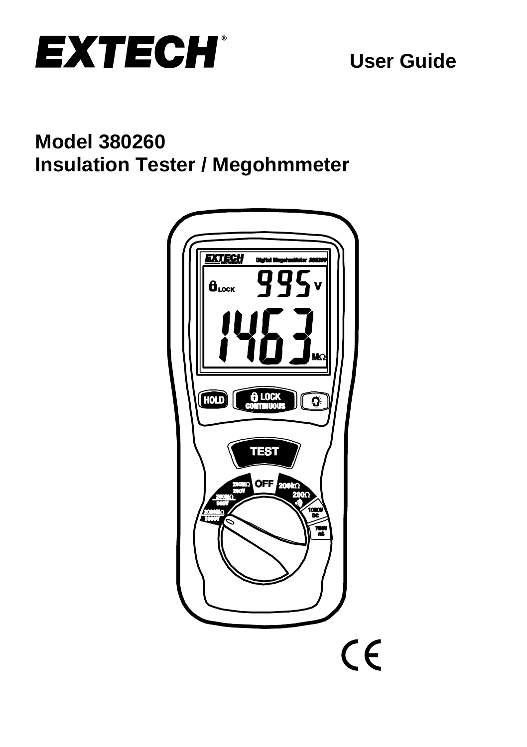# EXTECH®

**User Guide**

## Model 380260
## Insulation Tester / Megohmmeter

CE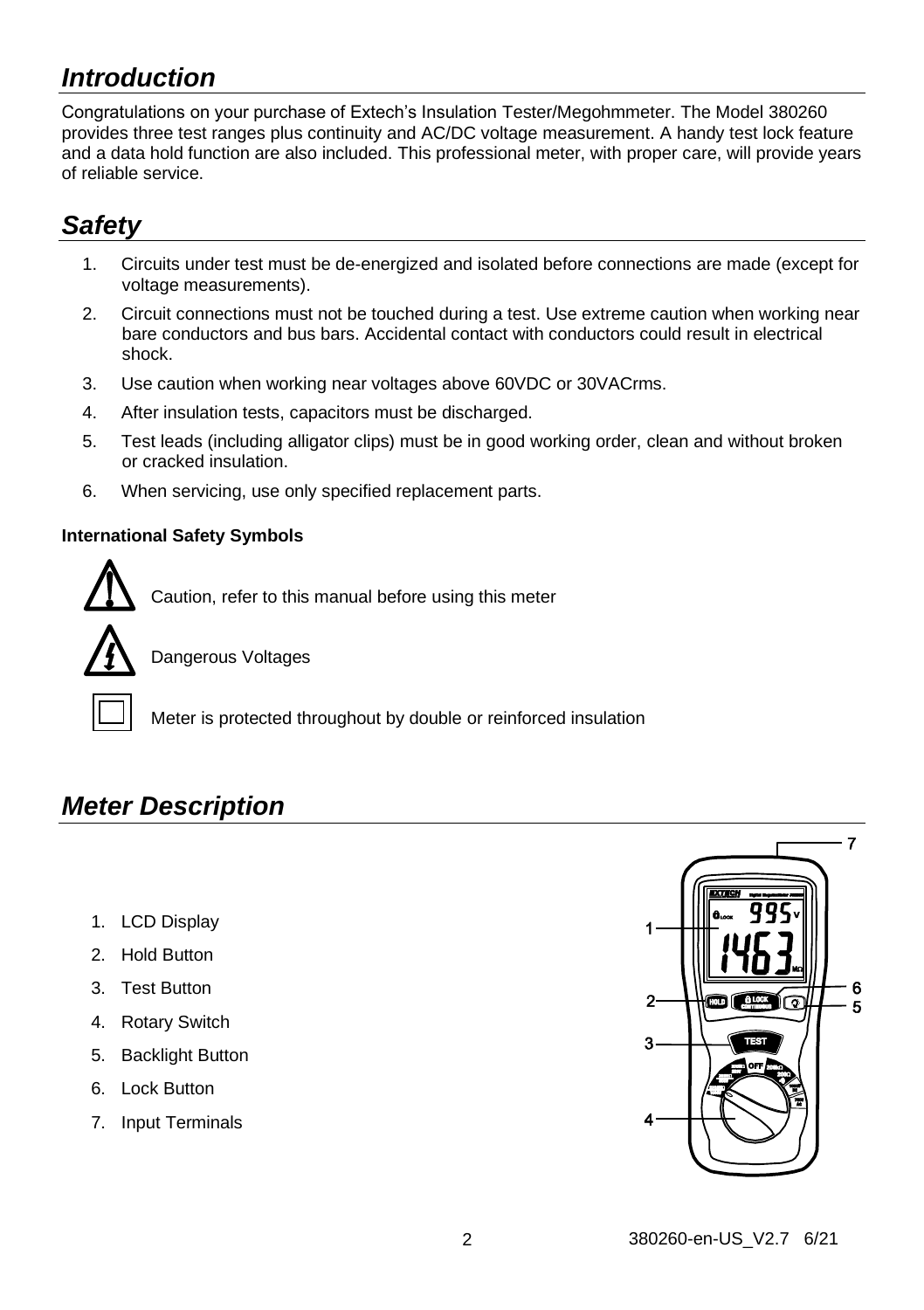## *Introduction*

Congratulations on your purchase of Extech's Insulation Tester/Megohmmeter. The Model 380260 provides three test ranges plus continuity and AC/DC voltage measurement. A handy test lock feature and a data hold function are also included. This professional meter, with proper care, will provide years of reliable service.

## *Safety*

1. Circuits under test must be de-energized and isolated before connections are made (except for voltage measurements).
2. Circuit connections must not be touched during a test. Use extreme caution when working near bare conductors and bus bars. Accidental contact with conductors could result in electrical shock.
3. Use caution when working near voltages above 60VDC or 30VACrms.
4. After insulation tests, capacitors must be discharged.
5. Test leads (including alligator clips) must be in good working order, clean and without broken or cracked insulation.
6. When servicing, use only specified replacement parts.

**International Safety Symbols**

Caution, refer to this manual before using this meter

Dangerous Voltages

Meter is protected throughout by double or reinforced insulation

## *Meter Description*

1. LCD Display
2. Hold Button
3. Test Button
4. Rotary Switch
5. Backlight Button
6. Lock Button
7. Input Terminals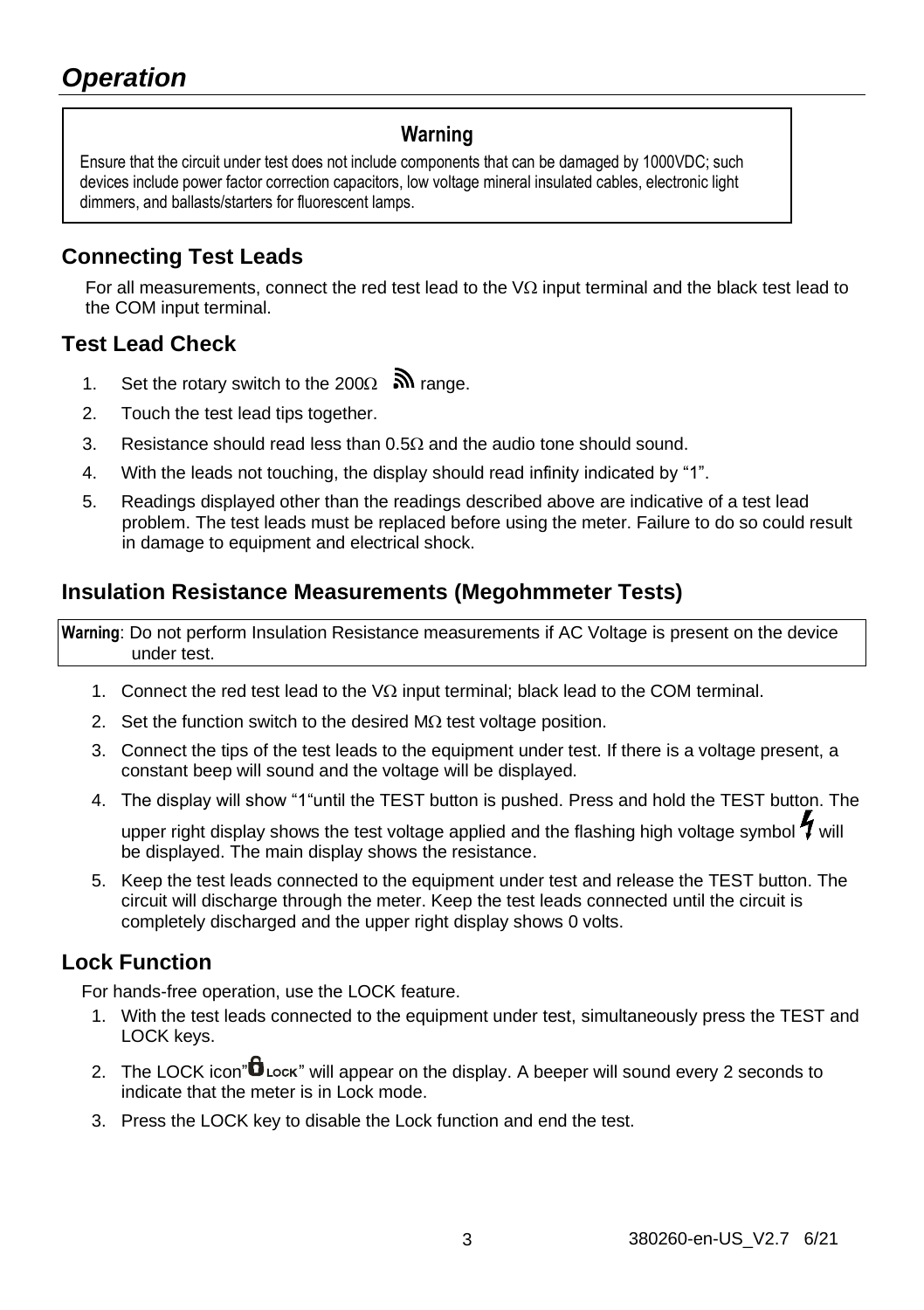# Operation

> **Warning**
>
> Ensure that the circuit under test does not include components that can be damaged by 1000VDC; such devices include power factor correction capacitors, low voltage mineral insulated cables, electronic light dimmers, and ballasts/starters for fluorescent lamps.

## Connecting Test Leads

For all measurements, connect the red test lead to the VΩ input terminal and the black test lead to the COM input terminal.

## Test Lead Check

1. Set the rotary switch to the 200Ω range.
2. Touch the test lead tips together.
3. Resistance should read less than 0.5Ω and the audio tone should sound.
4. With the leads not touching, the display should read infinity indicated by “1”.
5. Readings displayed other than the readings described above are indicative of a test lead problem. The test leads must be replaced before using the meter. Failure to do so could result in damage to equipment and electrical shock.

## Insulation Resistance Measurements (Megohmmeter Tests)

> **Warning**: Do not perform Insulation Resistance measurements if AC Voltage is present on the device under test.

1. Connect the red test lead to the VΩ input terminal; black lead to the COM terminal.
2. Set the function switch to the desired MΩ test voltage position.
3. Connect the tips of the test leads to the equipment under test. If there is a voltage present, a constant beep will sound and the voltage will be displayed.
4. The display will show “1“until the TEST button is pushed. Press and hold the TEST button. The upper right display shows the test voltage applied and the flashing high voltage symbol will be displayed. The main display shows the resistance.
5. Keep the test leads connected to the equipment under test and release the TEST button. The circuit will discharge through the meter. Keep the test leads connected until the circuit is completely discharged and the upper right display shows 0 volts.

## Lock Function

For hands-free operation, use the LOCK feature.

1. With the test leads connected to the equipment under test, simultaneously press the TEST and LOCK keys.
2. The LOCK icon” LOCK” will appear on the display. A beeper will sound every 2 seconds to indicate that the meter is in Lock mode.
3. Press the LOCK key to disable the Lock function and end the test.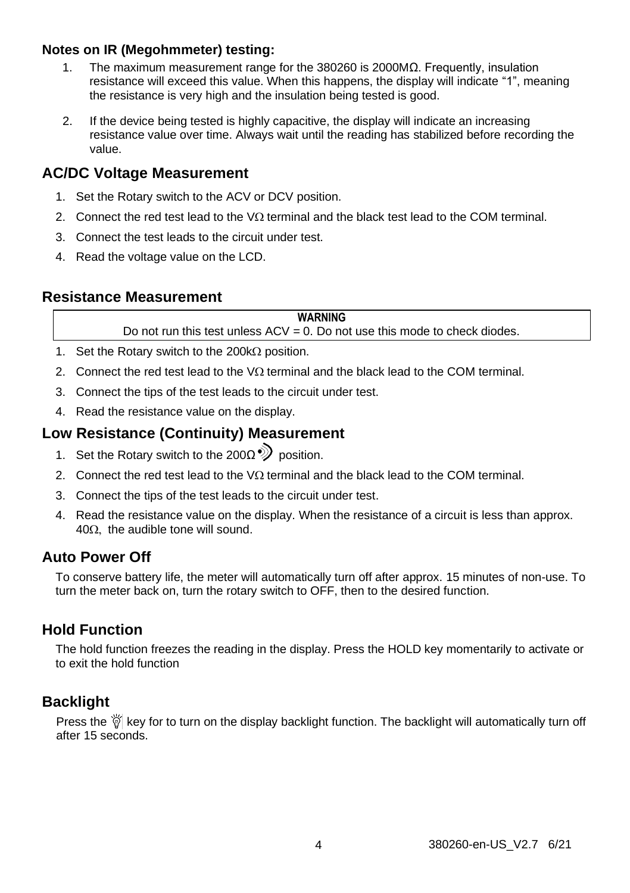**Notes on IR (Megohmmeter) testing:**

1. The maximum measurement range for the 380260 is 2000MΩ. Frequently, insulation resistance will exceed this value. When this happens, the display will indicate “1”, meaning the resistance is very high and the insulation being tested is good.
2. If the device being tested is highly capacitive, the display will indicate an increasing resistance value over time. Always wait until the reading has stabilized before recording the value.

## AC/DC Voltage Measurement

1. Set the Rotary switch to the ACV or DCV position.
2. Connect the red test lead to the VΩ terminal and the black test lead to the COM terminal.
3. Connect the test leads to the circuit under test.
4. Read the voltage value on the LCD.

## Resistance Measurement

**WARNING**
Do not run this test unless ACV = 0. Do not use this mode to check diodes.

1. Set the Rotary switch to the 200kΩ position.
2. Connect the red test lead to the VΩ terminal and the black lead to the COM terminal.
3. Connect the tips of the test leads to the circuit under test.
4. Read the resistance value on the display.

## Low Resistance (Continuity) Measurement

1. Set the Rotary switch to the 200Ω•))) position.
2. Connect the red test lead to the VΩ terminal and the black lead to the COM terminal.
3. Connect the tips of the test leads to the circuit under test.
4. Read the resistance value on the display. When the resistance of a circuit is less than approx. 40Ω, the audible tone will sound.

## Auto Power Off

To conserve battery life, the meter will automatically turn off after approx. 15 minutes of non-use. To turn the meter back on, turn the rotary switch to OFF, then to the desired function.

## Hold Function

The hold function freezes the reading in the display. Press the HOLD key momentarily to activate or to exit the hold function

## Backlight

Press the key for to turn on the display backlight function. The backlight will automatically turn off after 15 seconds.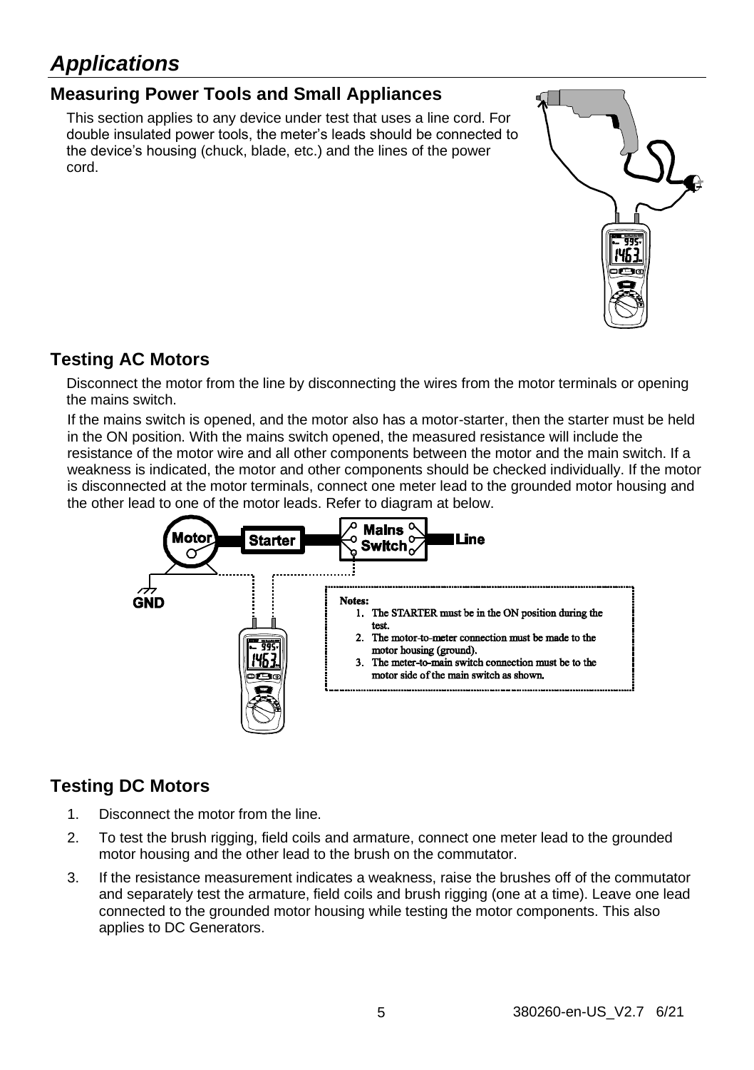# *Applications*

## Measuring Power Tools and Small Appliances

This section applies to any device under test that uses a line cord. For double insulated power tools, the meter's leads should be connected to the device's housing (chuck, blade, etc.) and the lines of the power cord.

## Testing AC Motors

Disconnect the motor from the line by disconnecting the wires from the motor terminals or opening the mains switch.

If the mains switch is opened, and the motor also has a motor-starter, then the starter must be held in the ON position. With the mains switch opened, the measured resistance will include the resistance of the motor wire and all other components between the motor and the main switch. If a weakness is indicated, the motor and other components should be checked individually. If the motor is disconnected at the motor terminals, connect one meter lead to the grounded motor housing and the other lead to one of the motor leads. Refer to diagram at below.

Motor — Starter — Mains Switch — Line

GND

**Notes:**

1. The STARTER must be in the ON position during the test.
2. The motor-to-meter connection must be made to the motor housing (ground).
3. The meter-to-main switch connection must be to the motor side of the main switch as shown.

## Testing DC Motors

1. Disconnect the motor from the line.
2. To test the brush rigging, field coils and armature, connect one meter lead to the grounded motor housing and the other lead to the brush on the commutator.
3. If the resistance measurement indicates a weakness, raise the brushes off of the commutator and separately test the armature, field coils and brush rigging (one at a time). Leave one lead connected to the grounded motor housing while testing the motor components. This also applies to DC Generators.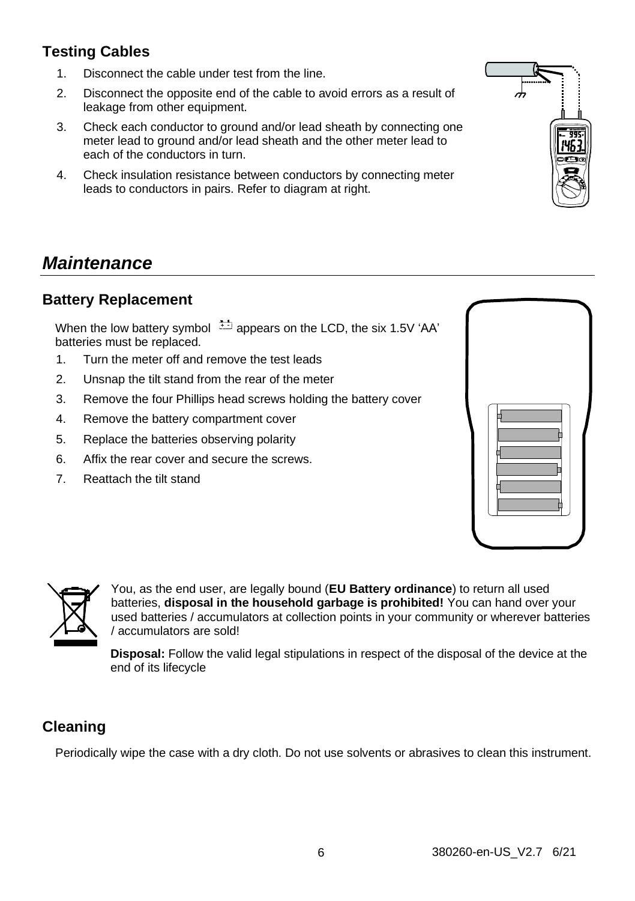## Testing Cables

1. Disconnect the cable under test from the line.
2. Disconnect the opposite end of the cable to avoid errors as a result of leakage from other equipment.
3. Check each conductor to ground and/or lead sheath by connecting one meter lead to ground and/or lead sheath and the other meter lead to each of the conductors in turn.
4. Check insulation resistance between conductors by connecting meter leads to conductors in pairs. Refer to diagram at right.

# *Maintenance*

## Battery Replacement

When the low battery symbol appears on the LCD, the six 1.5V 'AA' batteries must be replaced.

1. Turn the meter off and remove the test leads
2. Unsnap the tilt stand from the rear of the meter
3. Remove the four Phillips head screws holding the battery cover
4. Remove the battery compartment cover
5. Replace the batteries observing polarity
6. Affix the rear cover and secure the screws.
7. Reattach the tilt stand

You, as the end user, are legally bound (**EU Battery ordinance**) to return all used batteries, **disposal in the household garbage is prohibited!** You can hand over your used batteries / accumulators at collection points in your community or wherever batteries / accumulators are sold!

**Disposal:** Follow the valid legal stipulations in respect of the disposal of the device at the end of its lifecycle

## Cleaning

Periodically wipe the case with a dry cloth. Do not use solvents or abrasives to clean this instrument.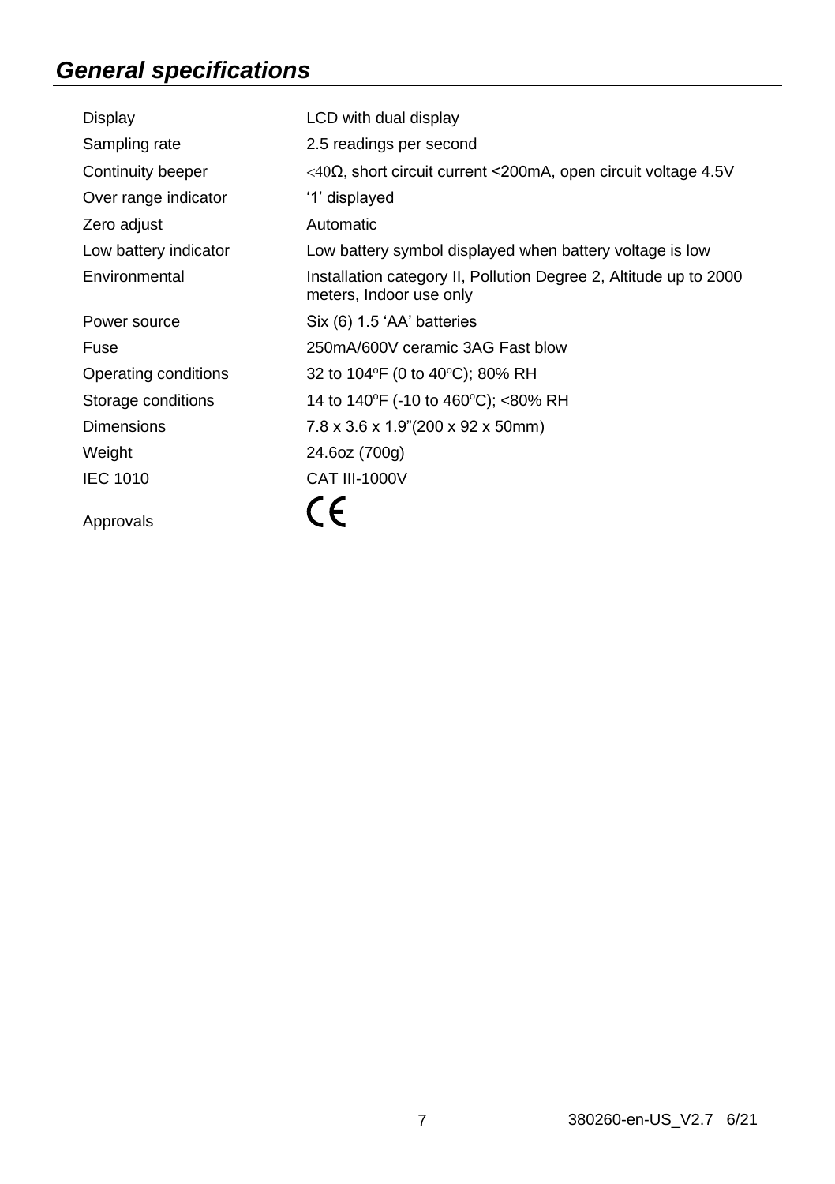## *General specifications*

| | |
|---|---|
| Display | LCD with dual display |
| Sampling rate | 2.5 readings per second |
| Continuity beeper | <40Ω, short circuit current <200mA, open circuit voltage 4.5V |
| Over range indicator | '1' displayed |
| Zero adjust | Automatic |
| Low battery indicator | Low battery symbol displayed when battery voltage is low |
| Environmental | Installation category II, Pollution Degree 2, Altitude up to 2000 meters, Indoor use only |
| Power source | Six (6) 1.5 'AA' batteries |
| Fuse | 250mA/600V ceramic 3AG Fast blow |
| Operating conditions | 32 to 104ºF (0 to 40ºC); 80% RH |
| Storage conditions | 14 to 140ºF (-10 to 460ºC); <80% RH |
| Dimensions | 7.8 x 3.6 x 1.9"(200 x 92 x 50mm) |
| Weight | 24.6oz (700g) |
| IEC 1010 | CAT III-1000V |
| Approvals | CE |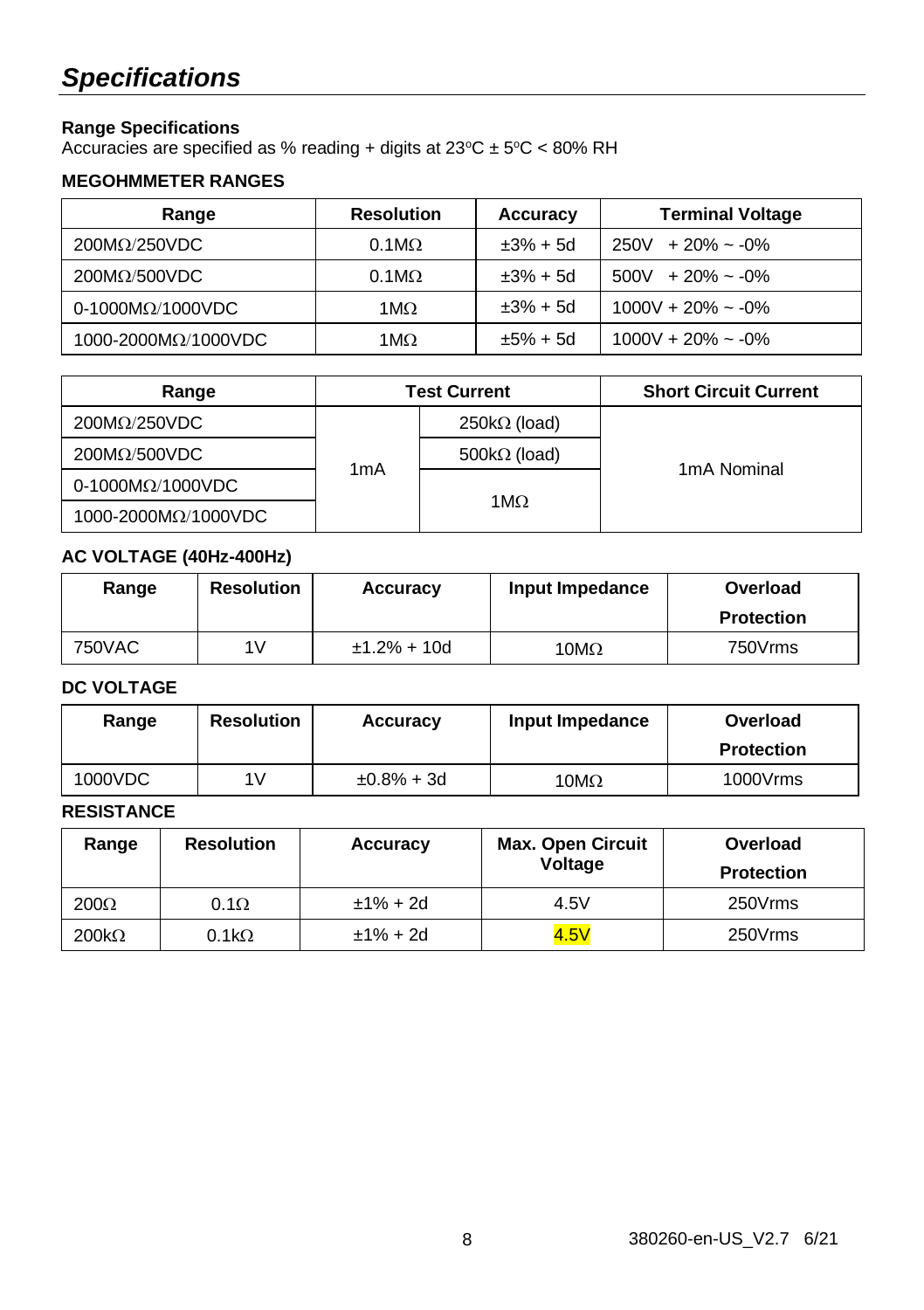# *Specifications*

**Range Specifications**
Accuracies are specified as % reading + digits at 23ºC ± 5ºC < 80% RH

**MEGOHMMETER RANGES**

| Range | Resolution | Accuracy | Terminal Voltage |
|---|---|---|---|
| 200MΩ/250VDC | 0.1MΩ | ±3% + 5d | 250V + 20% ~ -0% |
| 200MΩ/500VDC | 0.1MΩ | ±3% + 5d | 500V + 20% ~ -0% |
| 0-1000MΩ/1000VDC | 1MΩ | ±3% + 5d | 1000V + 20% ~ -0% |
| 1000-2000MΩ/1000VDC | 1MΩ | ±5% + 5d | 1000V + 20% ~ -0% |

| Range | Test Current | | Short Circuit Current |
|---|---|---|---|
| 200MΩ/250VDC | 1mA | 250kΩ (load) | 1mA Nominal |
| 200MΩ/500VDC | | 500kΩ (load) | |
| 0-1000MΩ/1000VDC | | 1MΩ | |
| 1000-2000MΩ/1000VDC | | | |

**AC VOLTAGE (40Hz-400Hz)**

| Range | Resolution | Accuracy | Input Impedance | Overload Protection |
|---|---|---|---|---|
| 750VAC | 1V | ±1.2% + 10d | 10MΩ | 750Vrms |

**DC VOLTAGE**

| Range | Resolution | Accuracy | Input Impedance | Overload Protection |
|---|---|---|---|---|
| 1000VDC | 1V | ±0.8% + 3d | 10MΩ | 1000Vrms |

**RESISTANCE**

| Range | Resolution | Accuracy | Max. Open Circuit Voltage | Overload Protection |
|---|---|---|---|---|
| 200Ω | 0.1Ω | ±1% + 2d | 4.5V | 250Vrms |
| 200kΩ | 0.1kΩ | ±1% + 2d | 4.5V | 250Vrms |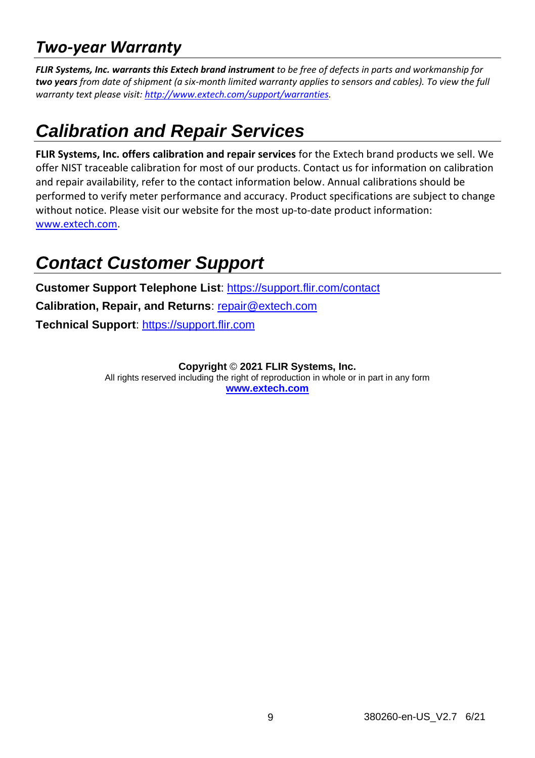## *Two-year Warranty*

***FLIR Systems, Inc. warrants this Extech brand instrument** to be free of defects in parts and workmanship for **two years** from date of shipment (a six-month limited warranty applies to sensors and cables). To view the full warranty text please visit: http://www.extech.com/support/warranties.*

## *Calibration and Repair Services*

**FLIR Systems, Inc. offers calibration and repair services** for the Extech brand products we sell. We offer NIST traceable calibration for most of our products. Contact us for information on calibration and repair availability, refer to the contact information below. Annual calibrations should be performed to verify meter performance and accuracy. Product specifications are subject to change without notice. Please visit our website for the most up-to-date product information: www.extech.com.

## *Contact Customer Support*

**Customer Support Telephone List**: https://support.flir.com/contact

**Calibration, Repair, and Returns**: repair@extech.com

**Technical Support**: https://support.flir.com

**Copyright © 2021 FLIR Systems, Inc.**
All rights reserved including the right of reproduction in whole or in part in any form
**www.extech.com**

380260-en-US_V2.7 6/21